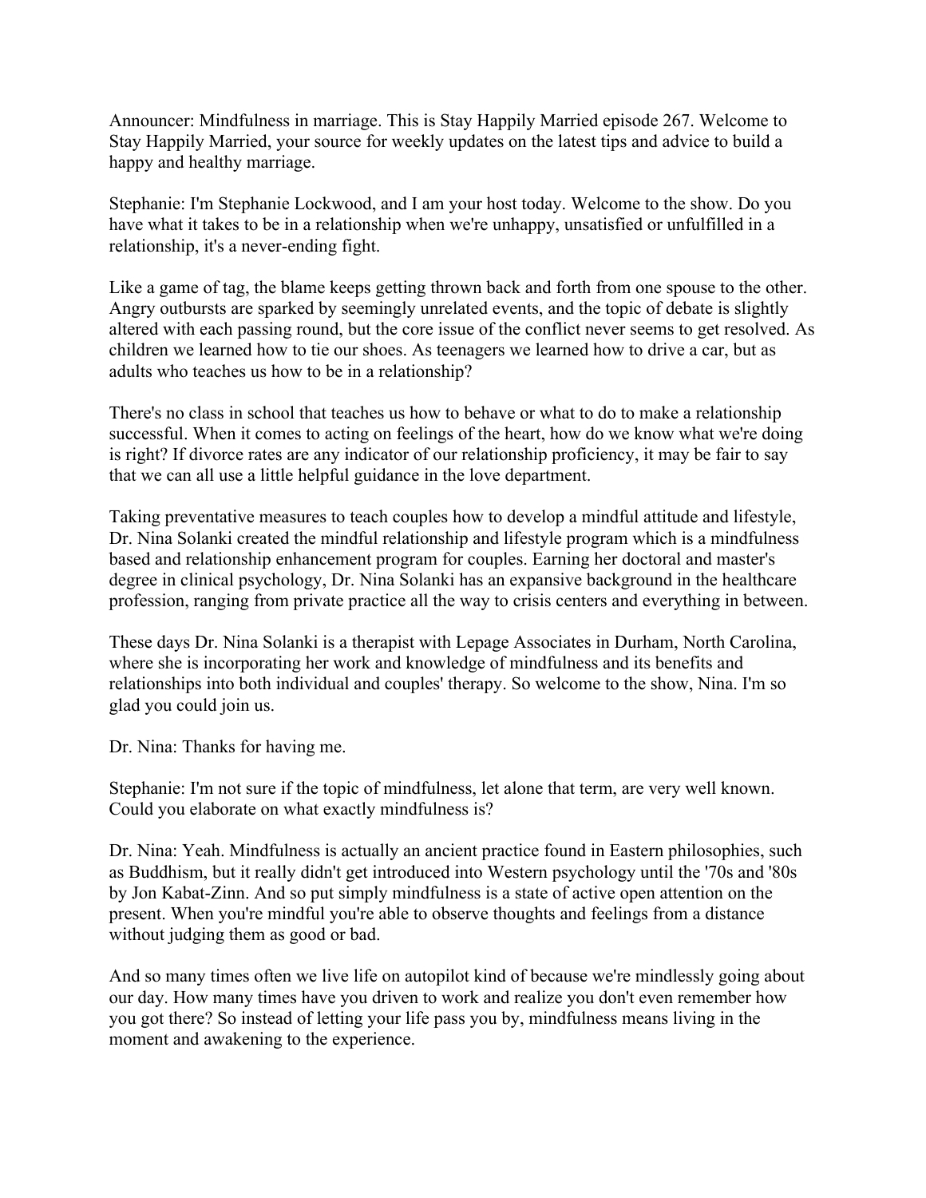Announcer: Mindfulness in marriage. This is Stay Happily Married episode 267. Welcome to Stay Happily Married, your source for weekly updates on the latest tips and advice to build a happy and healthy marriage.

Stephanie: I'm Stephanie Lockwood, and I am your host today. Welcome to the show. Do you have what it takes to be in a relationship when we're unhappy, unsatisfied or unfulfilled in a relationship, it's a never-ending fight.

Like a game of tag, the blame keeps getting thrown back and forth from one spouse to the other. Angry outbursts are sparked by seemingly unrelated events, and the topic of debate is slightly altered with each passing round, but the core issue of the conflict never seems to get resolved. As children we learned how to tie our shoes. As teenagers we learned how to drive a car, but as adults who teaches us how to be in a relationship?

There's no class in school that teaches us how to behave or what to do to make a relationship successful. When it comes to acting on feelings of the heart, how do we know what we're doing is right? If divorce rates are any indicator of our relationship proficiency, it may be fair to say that we can all use a little helpful guidance in the love department.

Taking preventative measures to teach couples how to develop a mindful attitude and lifestyle, Dr. Nina Solanki created the mindful relationship and lifestyle program which is a mindfulness based and relationship enhancement program for couples. Earning her doctoral and master's degree in clinical psychology, Dr. Nina Solanki has an expansive background in the healthcare profession, ranging from private practice all the way to crisis centers and everything in between.

These days Dr. Nina Solanki is a therapist with Lepage Associates in Durham, North Carolina, where she is incorporating her work and knowledge of mindfulness and its benefits and relationships into both individual and couples' therapy. So welcome to the show, Nina. I'm so glad you could join us.

Dr. Nina: Thanks for having me.

Stephanie: I'm not sure if the topic of mindfulness, let alone that term, are very well known. Could you elaborate on what exactly mindfulness is?

Dr. Nina: Yeah. Mindfulness is actually an ancient practice found in Eastern philosophies, such as Buddhism, but it really didn't get introduced into Western psychology until the '70s and '80s by Jon Kabat-Zinn. And so put simply mindfulness is a state of active open attention on the present. When you're mindful you're able to observe thoughts and feelings from a distance without judging them as good or bad.

And so many times often we live life on autopilot kind of because we're mindlessly going about our day. How many times have you driven to work and realize you don't even remember how you got there? So instead of letting your life pass you by, mindfulness means living in the moment and awakening to the experience.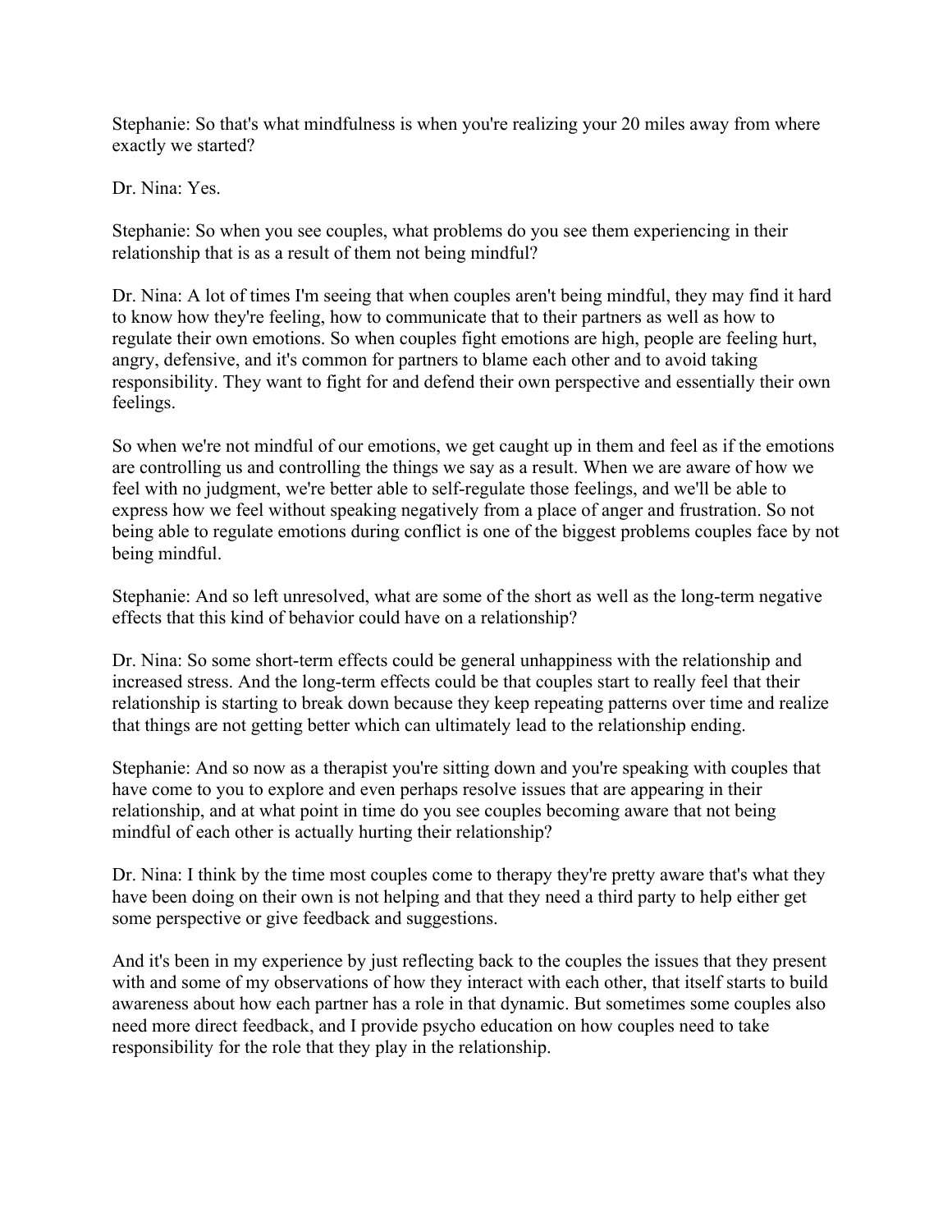Stephanie: So that's what mindfulness is when you're realizing your 20 miles away from where exactly we started?

Dr. Nina: Yes.

Stephanie: So when you see couples, what problems do you see them experiencing in their relationship that is as a result of them not being mindful?

Dr. Nina: A lot of times I'm seeing that when couples aren't being mindful, they may find it hard to know how they're feeling, how to communicate that to their partners as well as how to regulate their own emotions. So when couples fight emotions are high, people are feeling hurt, angry, defensive, and it's common for partners to blame each other and to avoid taking responsibility. They want to fight for and defend their own perspective and essentially their own feelings.

So when we're not mindful of our emotions, we get caught up in them and feel as if the emotions are controlling us and controlling the things we say as a result. When we are aware of how we feel with no judgment, we're better able to self-regulate those feelings, and we'll be able to express how we feel without speaking negatively from a place of anger and frustration. So not being able to regulate emotions during conflict is one of the biggest problems couples face by not being mindful.

Stephanie: And so left unresolved, what are some of the short as well as the long-term negative effects that this kind of behavior could have on a relationship?

Dr. Nina: So some short-term effects could be general unhappiness with the relationship and increased stress. And the long-term effects could be that couples start to really feel that their relationship is starting to break down because they keep repeating patterns over time and realize that things are not getting better which can ultimately lead to the relationship ending.

Stephanie: And so now as a therapist you're sitting down and you're speaking with couples that have come to you to explore and even perhaps resolve issues that are appearing in their relationship, and at what point in time do you see couples becoming aware that not being mindful of each other is actually hurting their relationship?

Dr. Nina: I think by the time most couples come to therapy they're pretty aware that's what they have been doing on their own is not helping and that they need a third party to help either get some perspective or give feedback and suggestions.

And it's been in my experience by just reflecting back to the couples the issues that they present with and some of my observations of how they interact with each other, that itself starts to build awareness about how each partner has a role in that dynamic. But sometimes some couples also need more direct feedback, and I provide psycho education on how couples need to take responsibility for the role that they play in the relationship.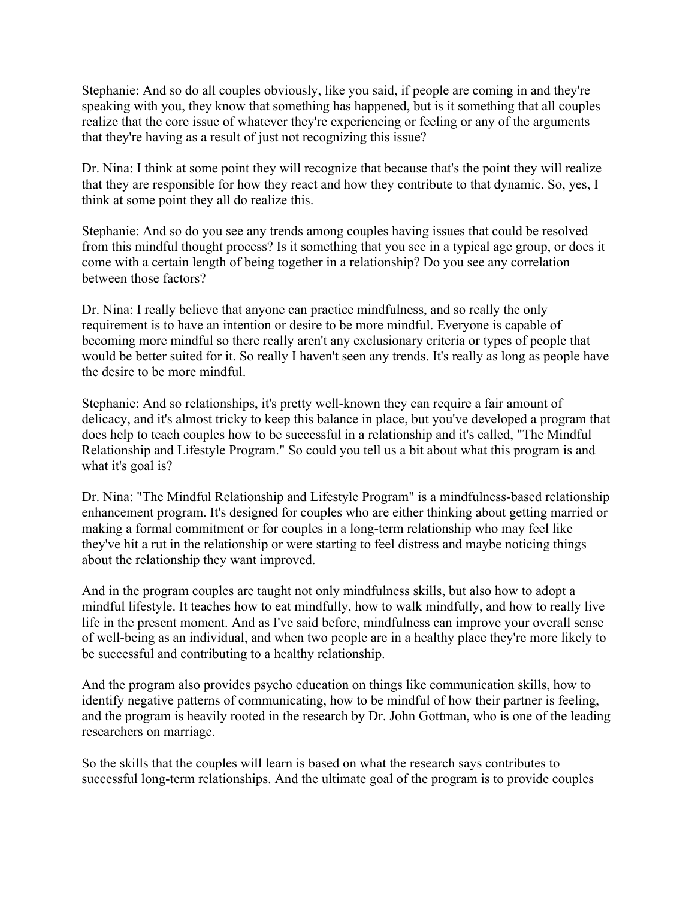Stephanie: And so do all couples obviously, like you said, if people are coming in and they're speaking with you, they know that something has happened, but is it something that all couples realize that the core issue of whatever they're experiencing or feeling or any of the arguments that they're having as a result of just not recognizing this issue?

Dr. Nina: I think at some point they will recognize that because that's the point they will realize that they are responsible for how they react and how they contribute to that dynamic. So, yes, I think at some point they all do realize this.

Stephanie: And so do you see any trends among couples having issues that could be resolved from this mindful thought process? Is it something that you see in a typical age group, or does it come with a certain length of being together in a relationship? Do you see any correlation between those factors?

Dr. Nina: I really believe that anyone can practice mindfulness, and so really the only requirement is to have an intention or desire to be more mindful. Everyone is capable of becoming more mindful so there really aren't any exclusionary criteria or types of people that would be better suited for it. So really I haven't seen any trends. It's really as long as people have the desire to be more mindful.

Stephanie: And so relationships, it's pretty well-known they can require a fair amount of delicacy, and it's almost tricky to keep this balance in place, but you've developed a program that does help to teach couples how to be successful in a relationship and it's called, "The Mindful Relationship and Lifestyle Program." So could you tell us a bit about what this program is and what it's goal is?

Dr. Nina: "The Mindful Relationship and Lifestyle Program" is a mindfulness-based relationship enhancement program. It's designed for couples who are either thinking about getting married or making a formal commitment or for couples in a long-term relationship who may feel like they've hit a rut in the relationship or were starting to feel distress and maybe noticing things about the relationship they want improved.

And in the program couples are taught not only mindfulness skills, but also how to adopt a mindful lifestyle. It teaches how to eat mindfully, how to walk mindfully, and how to really live life in the present moment. And as I've said before, mindfulness can improve your overall sense of well-being as an individual, and when two people are in a healthy place they're more likely to be successful and contributing to a healthy relationship.

And the program also provides psycho education on things like communication skills, how to identify negative patterns of communicating, how to be mindful of how their partner is feeling, and the program is heavily rooted in the research by Dr. John Gottman, who is one of the leading researchers on marriage.

So the skills that the couples will learn is based on what the research says contributes to successful long-term relationships. And the ultimate goal of the program is to provide couples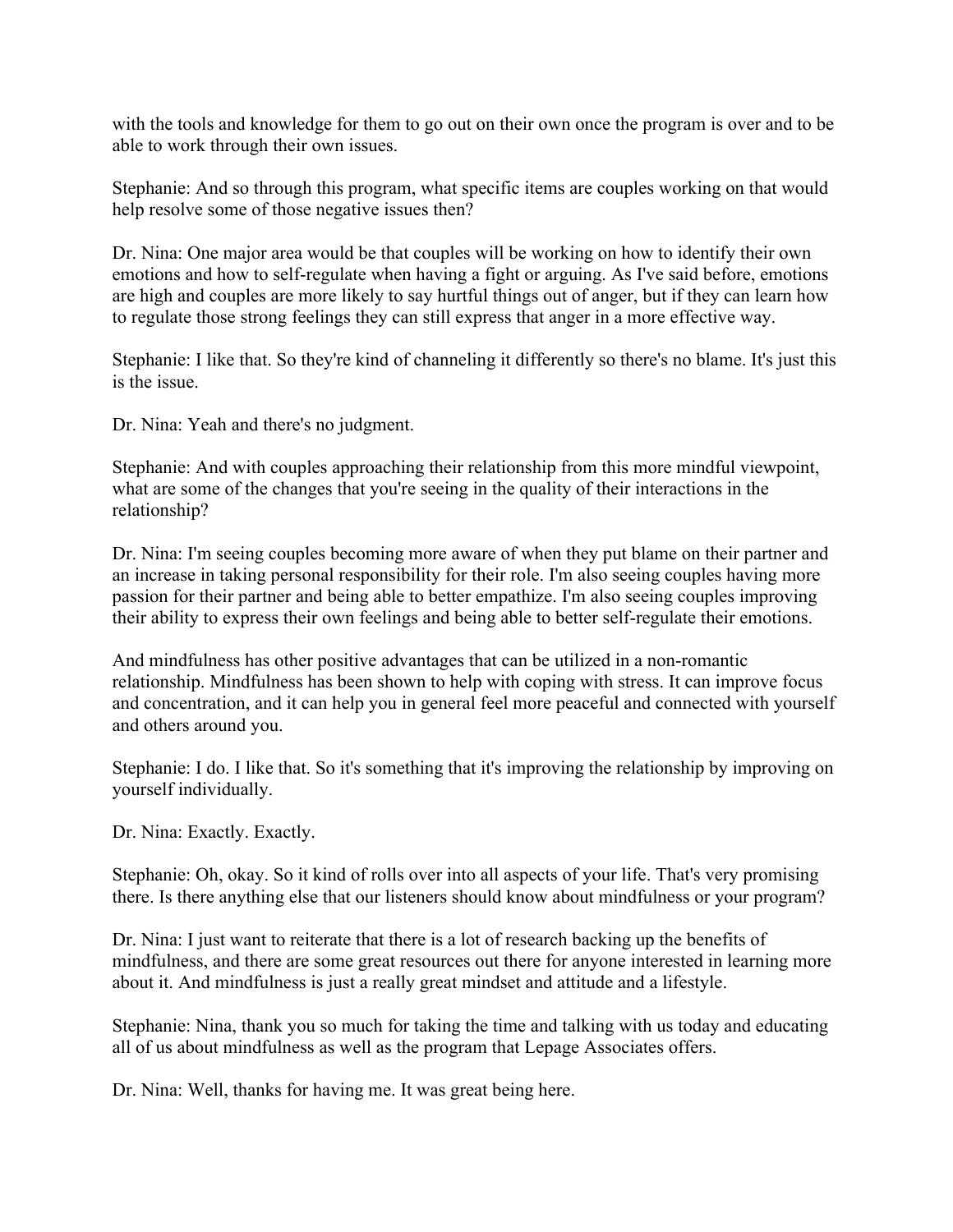with the tools and knowledge for them to go out on their own once the program is over and to be able to work through their own issues.

Stephanie: And so through this program, what specific items are couples working on that would help resolve some of those negative issues then?

Dr. Nina: One major area would be that couples will be working on how to identify their own emotions and how to self-regulate when having a fight or arguing. As I've said before, emotions are high and couples are more likely to say hurtful things out of anger, but if they can learn how to regulate those strong feelings they can still express that anger in a more effective way.

Stephanie: I like that. So they're kind of channeling it differently so there's no blame. It's just this is the issue.

Dr. Nina: Yeah and there's no judgment.

Stephanie: And with couples approaching their relationship from this more mindful viewpoint, what are some of the changes that you're seeing in the quality of their interactions in the relationship?

Dr. Nina: I'm seeing couples becoming more aware of when they put blame on their partner and an increase in taking personal responsibility for their role. I'm also seeing couples having more passion for their partner and being able to better empathize. I'm also seeing couples improving their ability to express their own feelings and being able to better self-regulate their emotions.

And mindfulness has other positive advantages that can be utilized in a non-romantic relationship. Mindfulness has been shown to help with coping with stress. It can improve focus and concentration, and it can help you in general feel more peaceful and connected with yourself and others around you.

Stephanie: I do. I like that. So it's something that it's improving the relationship by improving on yourself individually.

Dr. Nina: Exactly. Exactly.

Stephanie: Oh, okay. So it kind of rolls over into all aspects of your life. That's very promising there. Is there anything else that our listeners should know about mindfulness or your program?

Dr. Nina: I just want to reiterate that there is a lot of research backing up the benefits of mindfulness, and there are some great resources out there for anyone interested in learning more about it. And mindfulness is just a really great mindset and attitude and a lifestyle.

Stephanie: Nina, thank you so much for taking the time and talking with us today and educating all of us about mindfulness as well as the program that Lepage Associates offers.

Dr. Nina: Well, thanks for having me. It was great being here.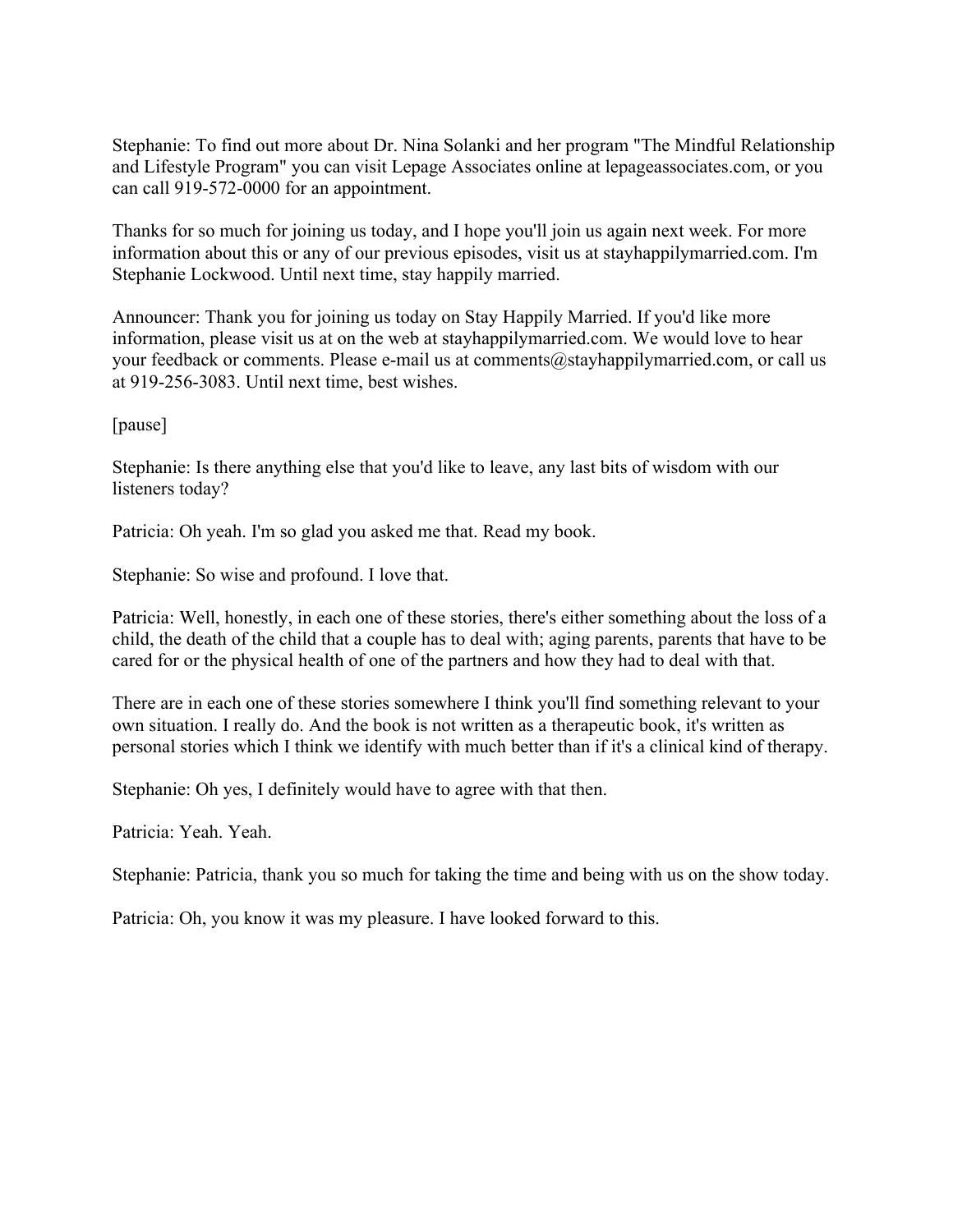Stephanie: To find out more about Dr. Nina Solanki and her program "The Mindful Relationship and Lifestyle Program" you can visit Lepage Associates online at lepageassociates.com, or you can call 919-572-0000 for an appointment.

Thanks for so much for joining us today, and I hope you'll join us again next week. For more information about this or any of our previous episodes, visit us at stayhappilymarried.com. I'm Stephanie Lockwood. Until next time, stay happily married.

Announcer: Thank you for joining us today on Stay Happily Married. If you'd like more information, please visit us at on the web at stayhappilymarried.com. We would love to hear your feedback or comments. Please e-mail us at comments@stayhappilymarried.com, or call us at 919-256-3083. Until next time, best wishes.

[pause]

Stephanie: Is there anything else that you'd like to leave, any last bits of wisdom with our listeners today?

Patricia: Oh yeah. I'm so glad you asked me that. Read my book.

Stephanie: So wise and profound. I love that.

Patricia: Well, honestly, in each one of these stories, there's either something about the loss of a child, the death of the child that a couple has to deal with; aging parents, parents that have to be cared for or the physical health of one of the partners and how they had to deal with that.

There are in each one of these stories somewhere I think you'll find something relevant to your own situation. I really do. And the book is not written as a therapeutic book, it's written as personal stories which I think we identify with much better than if it's a clinical kind of therapy.

Stephanie: Oh yes, I definitely would have to agree with that then.

Patricia: Yeah. Yeah.

Stephanie: Patricia, thank you so much for taking the time and being with us on the show today.

Patricia: Oh, you know it was my pleasure. I have looked forward to this.